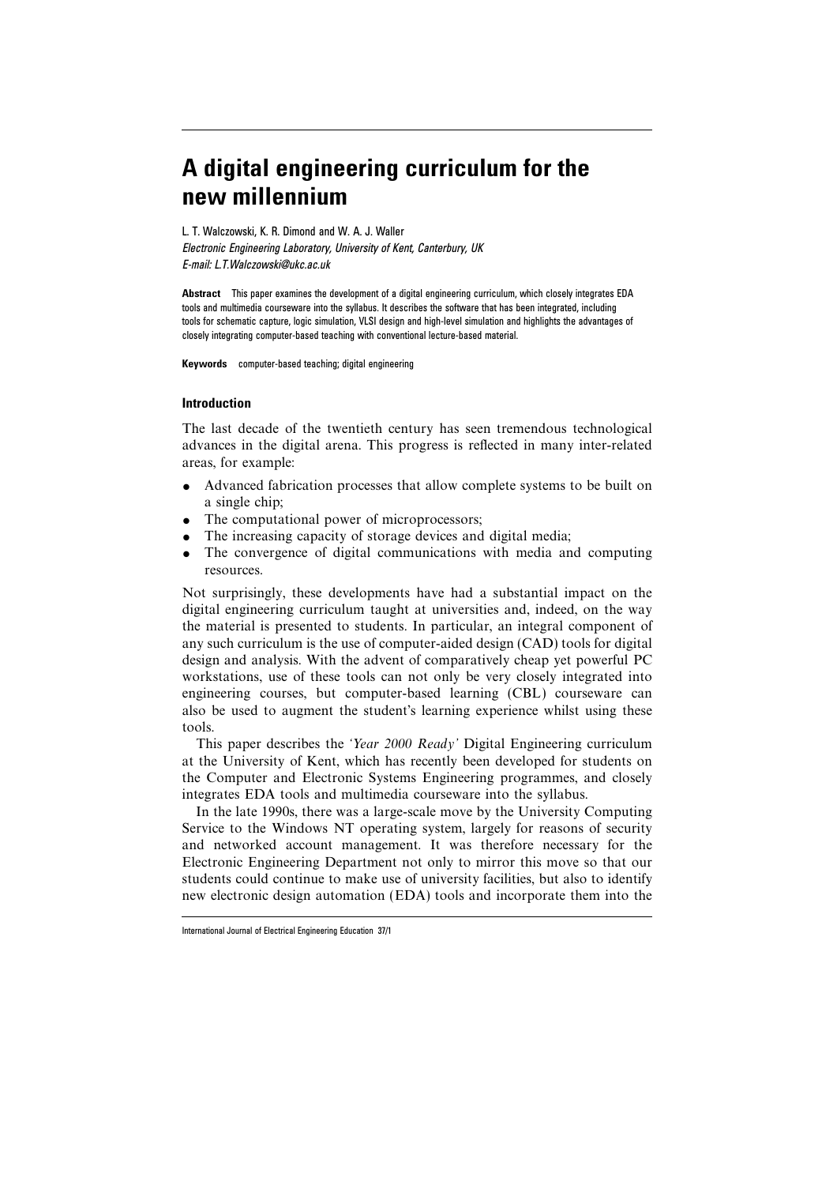# A digital engineering curriculum for the new millennium

L. T. Walczowski, K. R. Dimond and W. A. J. Waller

*Electronic Engineering Laboratory, University of Kent, Canterbury, UK*

*E-mail: L.T.Walczowski@ukc.ac.uk*

**Abstract** This paper examines the development of a digital engineering curriculum, which closely integrates EDA tools and multimedia courseware into the syllabus. It describes the software that has been integrated, including tools for schematic capture, logic simulation, VLSI design and high-level simulation and highlights the advantages of closely integrating computer-based teaching with conventional lecture-based material.

**Keywords** computer-based teaching; digital engineering

## Introduction

The last decade of the twentieth century has seen tremendous technological advances in the digital arena. This progress is reflected in many inter-related areas, for example:

- Advanced fabrication processes that allow complete systems to be built on a single chip;
- The computational power of microprocessors;
- The increasing capacity of storage devices and digital media;
- The convergence of digital communications with media and computing resources.

Not surprisingly, these developments have had a substantial impact on the digital engineering curriculum taught at universities and, indeed, on the way the material is presented to students. In particular, an integral component of any such curriculum is the use of computer-aided design (CAD) tools for digital design and analysis. With the advent of comparatively cheap yet powerful PC workstations, use of these tools can not only be very closely integrated into engineering courses, but computer-based learning (CBL) courseware can also be used to augment the student's learning experience whilst using these tools.

This paper describes the *'Year 2000 Ready'* Digital Engineering curriculum at the University of Kent, which has recently been developed for students on the Computer and Electronic Systems Engineering programmes, and closely integrates EDA tools and multimedia courseware into the syllabus.

In the late 1990s, there was a large-scale move by the University Computing Service to the Windows NT operating system, largely for reasons of security and networked account management. It was therefore necessary for the Electronic Engineering Department not only to mirror this move so that our students could continue to make use of university facilities, but also to identify new electronic design automation (EDA) tools and incorporate them into the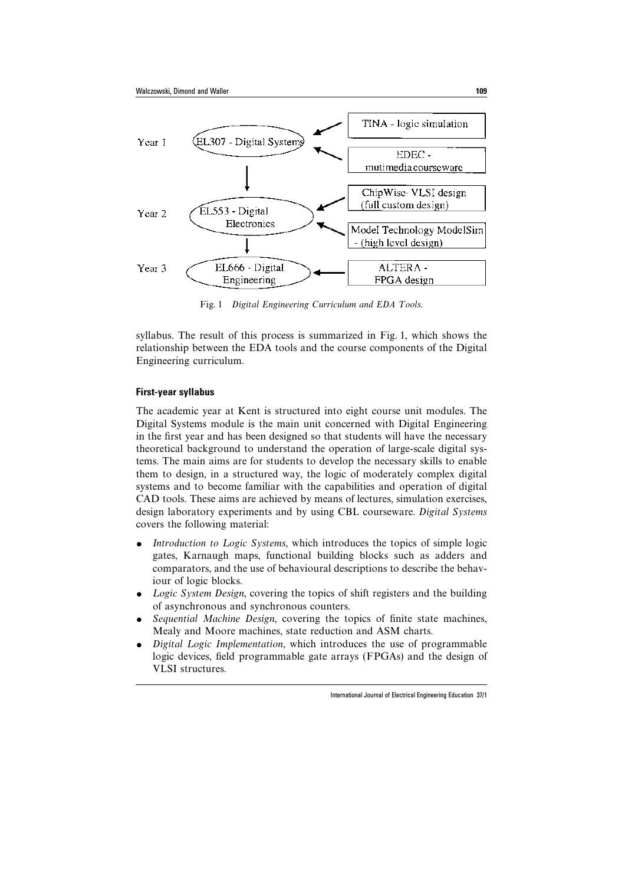Fig. 1 *Digital Engineering Curriculum and EDA Tools.*

syllabus. The result of this process is summarized in Fig. 1, which shows the relationship between the EDA tools and the course components of the Digital Engineering curriculum.

### First-year syllabus

The academic year at Kent is structured into eight course unit modules. The Digital Systems module is the main unit concerned with Digital Engineering in the first year and has been designed so that students will have the necessary theoretical background to understand the operation of large-scale digital systems. The main aims are for students to develop the necessary skills to enable them to design, in a structured way, the logic of moderately complex digital systems and to become familiar with the capabilities and operation of digital CAD tools. These aims are achieved by means of lectures, simulation exercises, design laboratory experiments and by using CBL courseware. *Digital Systems* covers the following material:

- *Introduction to Logic Systems*, which introduces the topics of simple logic gates, Karnaugh maps, functional building blocks such as adders and comparators, and the use of behavioural descriptions to describe the behaviour of logic blocks.
- *Logic System Design*, covering the topics of shift registers and the building of asynchronous and synchronous counters.
- *Sequential Machine Design*, covering the topics of finite state machines, Mealy and Moore machines, state reduction and ASM charts.
- *Digital Logic Implementation*, which introduces the use of programmable logic devices, field programmable gate arrays (FPGAs) and the design of VLSI structures.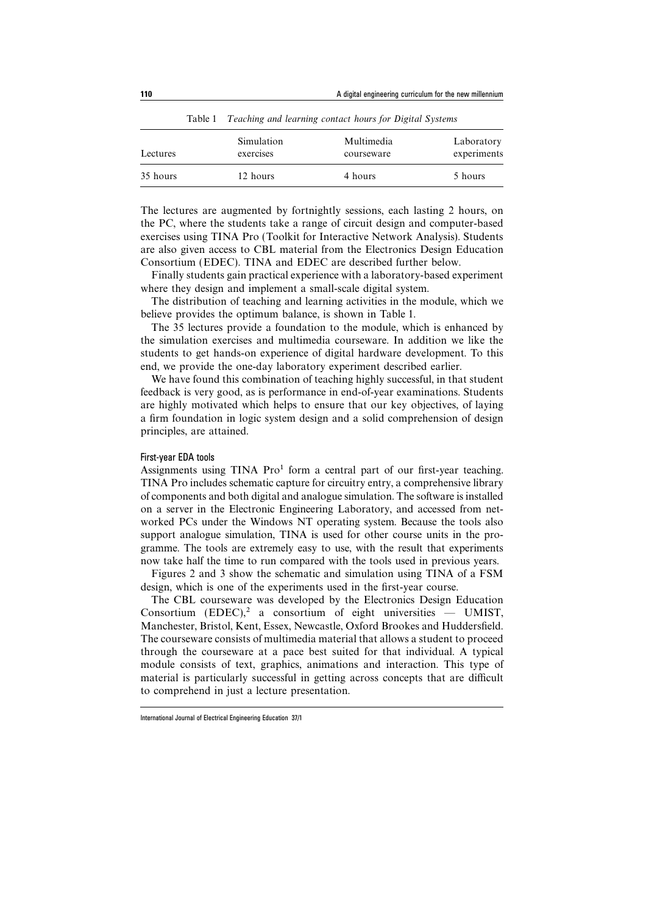Table 1 *Teaching and learning contact hours for Digital Systems*

| Lectures | Simulation exercises | Multimedia courseware | Laboratory experiments |
|---|---|---|---|
| 35 hours | 12 hours | 4 hours | 5 hours |

The lectures are augmented by fortnightly sessions, each lasting 2 hours, on the PC, where the students take a range of circuit design and computer-based exercises using TINA Pro (Toolkit for Interactive Network Analysis). Students are also given access to CBL material from the Electronics Design Education Consortium (EDEC). TINA and EDEC are described further below.

Finally students gain practical experience with a laboratory-based experiment where they design and implement a small-scale digital system.

The distribution of teaching and learning activities in the module, which we believe provides the optimum balance, is shown in Table 1.

The 35 lectures provide a foundation to the module, which is enhanced by the simulation exercises and multimedia courseware. In addition we like the students to get hands-on experience of digital hardware development. To this end, we provide the one-day laboratory experiment described earlier.

We have found this combination of teaching highly successful, in that student feedback is very good, as is performance in end-of-year examinations. Students are highly motivated which helps to ensure that our key objectives, of laying a firm foundation in logic system design and a solid comprehension of design principles, are attained.

### First-year EDA tools

Assignments using TINA Pro[1] form a central part of our first-year teaching. TINA Pro includes schematic capture for circuitry entry, a comprehensive library of components and both digital and analogue simulation. The software is installed on a server in the Electronic Engineering Laboratory, and accessed from networked PCs under the Windows NT operating system. Because the tools also support analogue simulation, TINA is used for other course units in the programme. The tools are extremely easy to use, with the result that experiments now take half the time to run compared with the tools used in previous years.

Figures 2 and 3 show the schematic and simulation using TINA of a FSM design, which is one of the experiments used in the first-year course.

The CBL courseware was developed by the Electronics Design Education Consortium (EDEC),[2] a consortium of eight universities — UMIST, Manchester, Bristol, Kent, Essex, Newcastle, Oxford Brookes and Huddersfield. The courseware consists of multimedia material that allows a student to proceed through the courseware at a pace best suited for that individual. A typical module consists of text, graphics, animations and interaction. This type of material is particularly successful in getting across concepts that are difficult to comprehend in just a lecture presentation.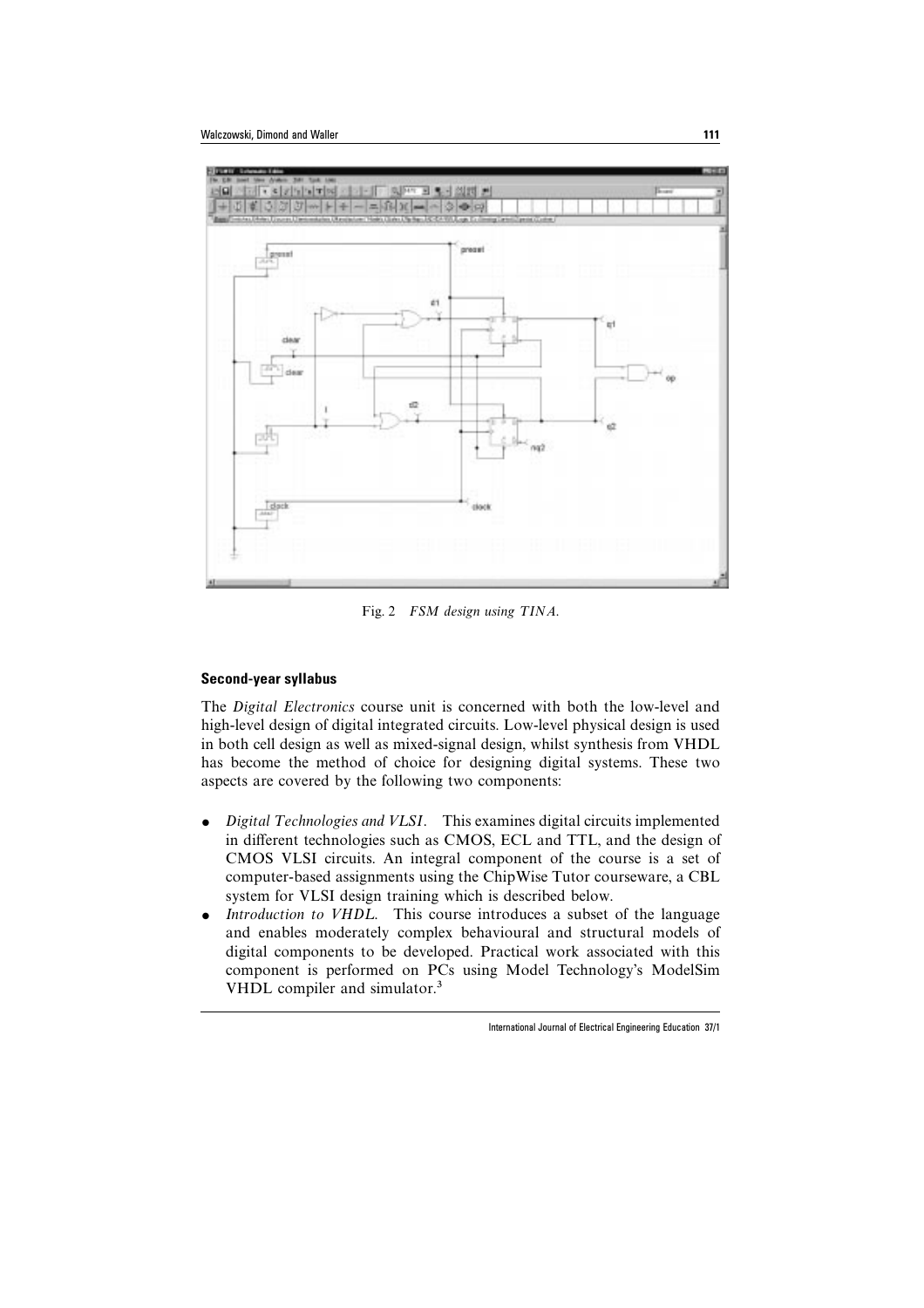Fig. 2 *FSM design using TINA.*

### Second-year syllabus

The *Digital Electronics* course unit is concerned with both the low-level and high-level design of digital integrated circuits. Low-level physical design is used in both cell design as well as mixed-signal design, whilst synthesis from VHDL has become the method of choice for designing digital systems. These two aspects are covered by the following two components:

- *Digital Technologies and VLSI*. This examines digital circuits implemented in different technologies such as CMOS, ECL and TTL, and the design of CMOS VLSI circuits. An integral component of the course is a set of computer-based assignments using the ChipWise Tutor courseware, a CBL system for VLSI design training which is described below.
- *Introduction to VHDL*. This course introduces a subset of the language and enables moderately complex behavioural and structural models of digital components to be developed. Practical work associated with this component is performed on PCs using Model Technology's ModelSim VHDL compiler and simulator.[3]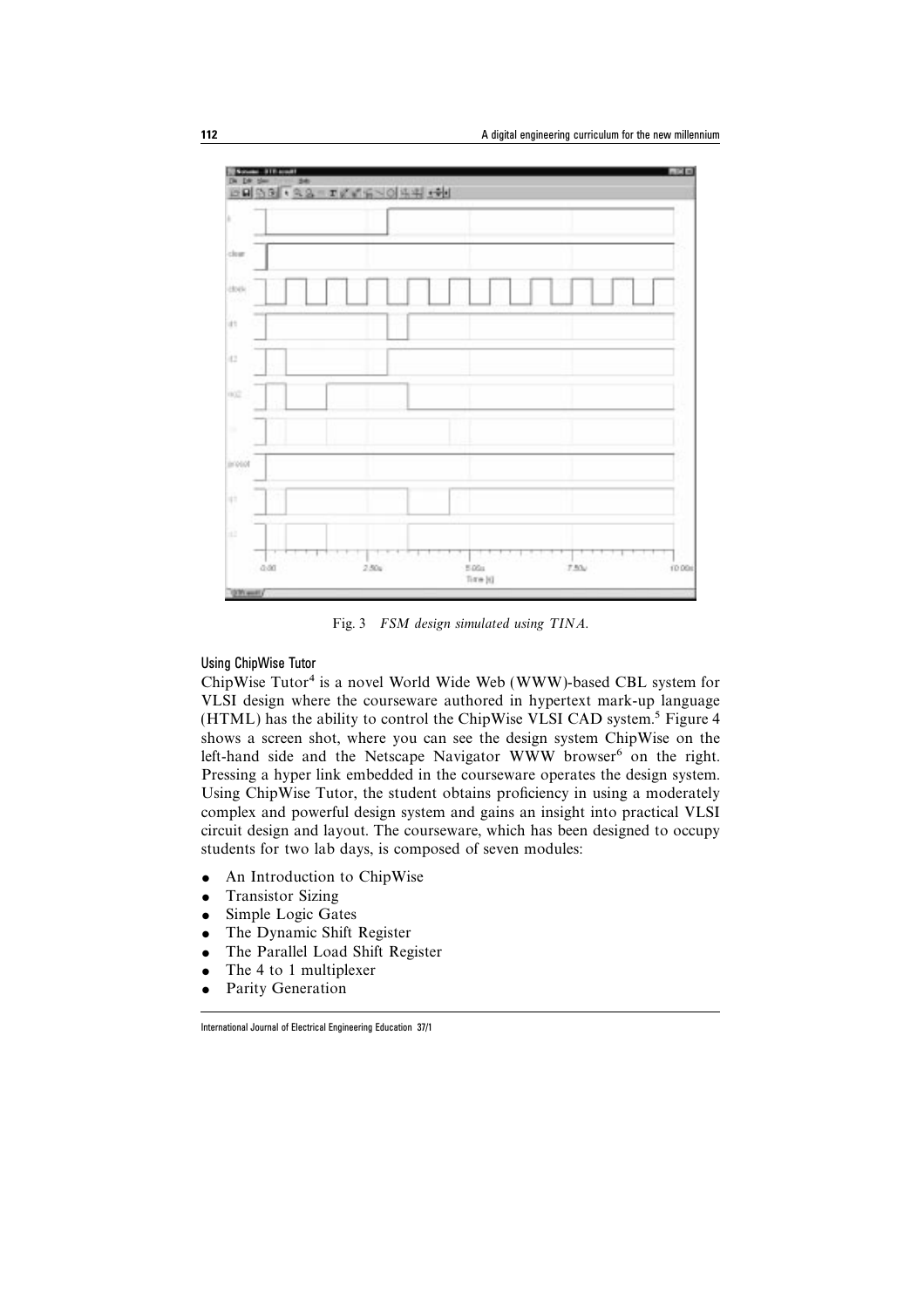Fig. 3 *FSM design simulated using TINA.*

### Using ChipWise Tutor

ChipWise Tutor[4] is a novel World Wide Web (WWW)-based CBL system for VLSI design where the courseware authored in hypertext mark-up language (HTML) has the ability to control the ChipWise VLSI CAD system.[5] Figure 4 shows a screen shot, where you can see the design system ChipWise on the left-hand side and the Netscape Navigator WWW browser[6] on the right. Pressing a hyper link embedded in the courseware operates the design system. Using ChipWise Tutor, the student obtains proficiency in using a moderately complex and powerful design system and gains an insight into practical VLSI circuit design and layout. The courseware, which has been designed to occupy students for two lab days, is composed of seven modules:

- An Introduction to ChipWise
- Transistor Sizing
- Simple Logic Gates
- The Dynamic Shift Register
- The Parallel Load Shift Register
- The 4 to 1 multiplexer
- Parity Generation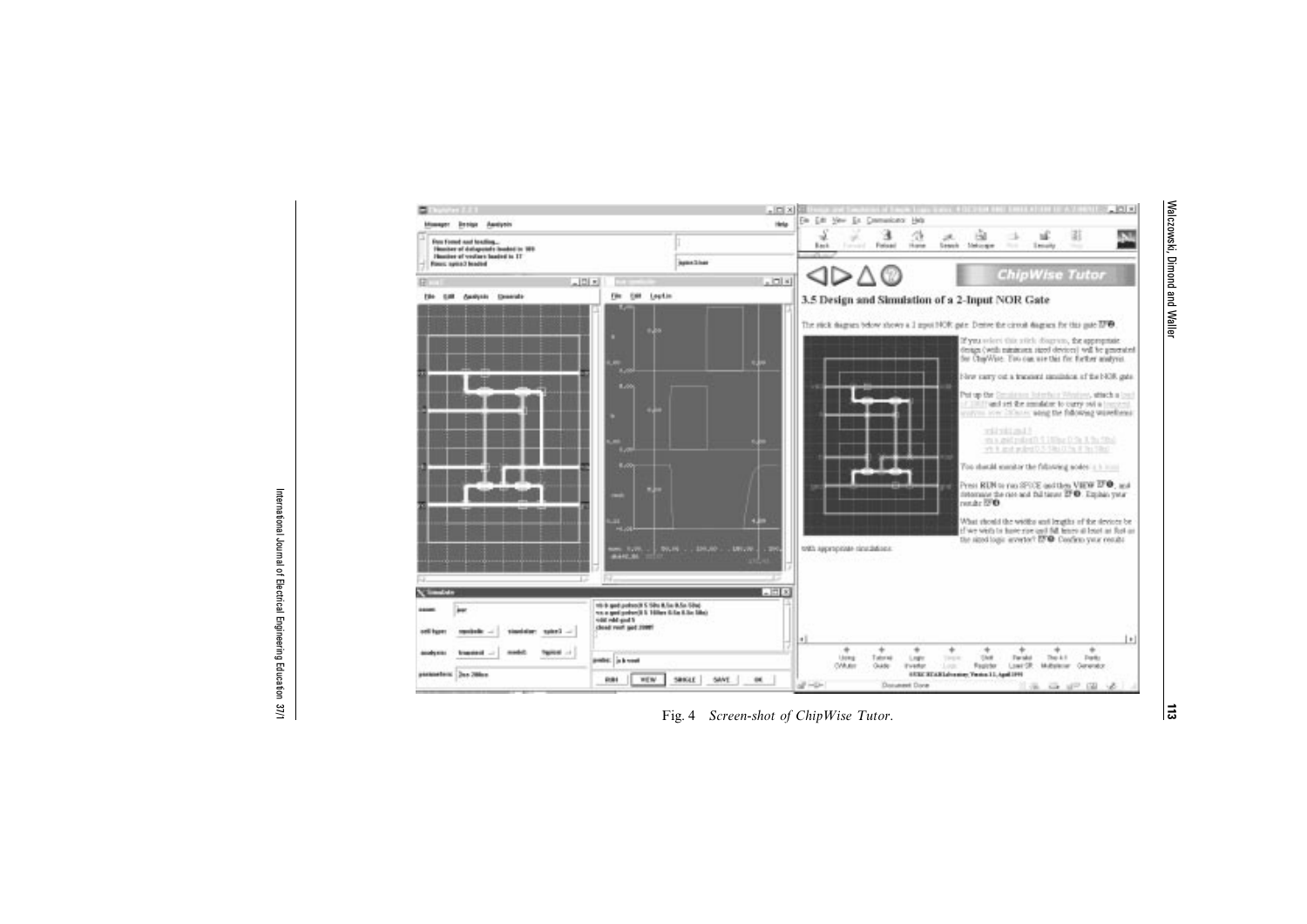Fig. 4 *Screen-shot of ChipWise Tutor.*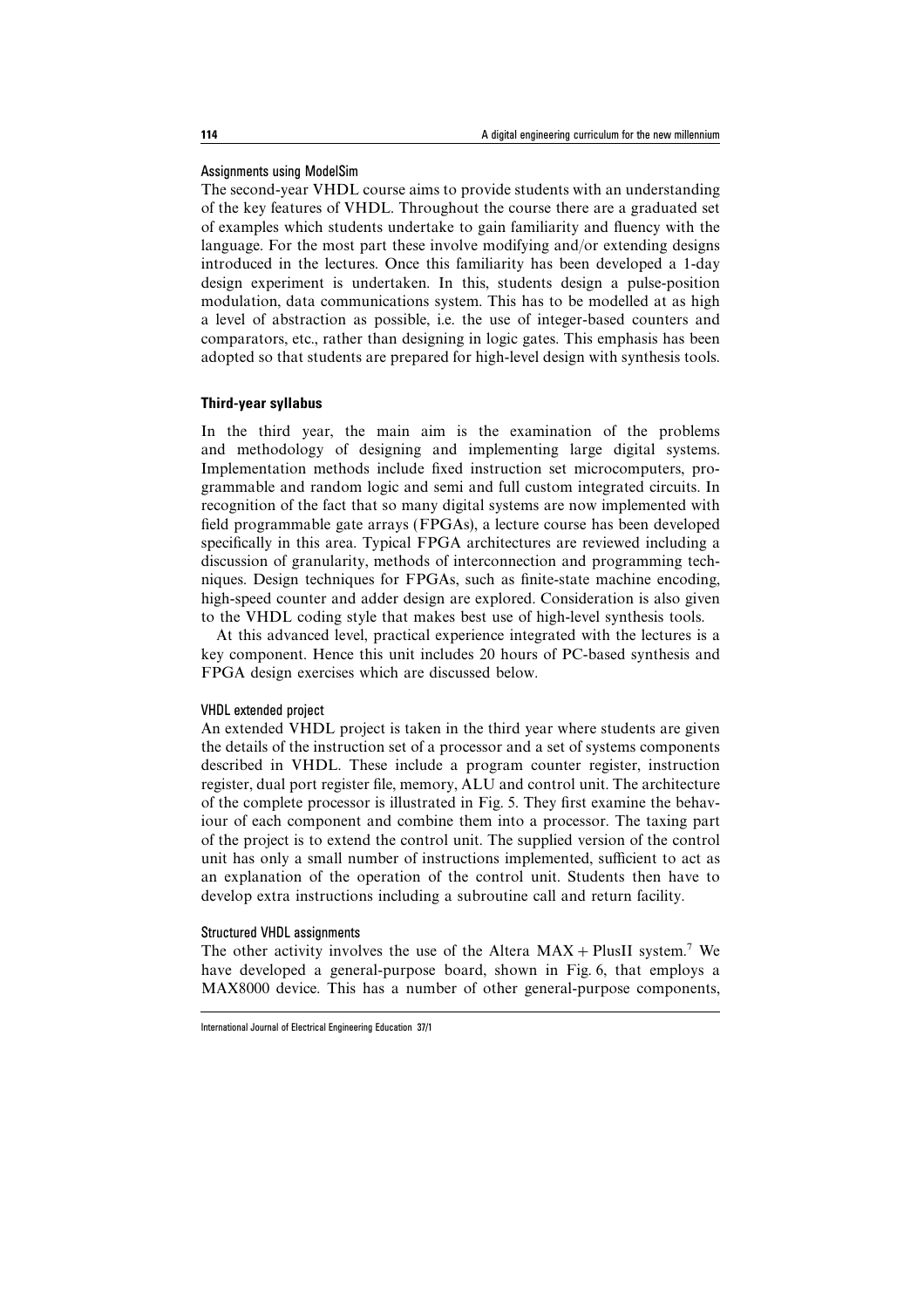### Assignments using ModelSim

The second-year VHDL course aims to provide students with an understanding of the key features of VHDL. Throughout the course there are a graduated set of examples which students undertake to gain familiarity and fluency with the language. For the most part these involve modifying and/or extending designs introduced in the lectures. Once this familiarity has been developed a 1-day design experiment is undertaken. In this, students design a pulse-position modulation, data communications system. This has to be modelled at as high a level of abstraction as possible, i.e. the use of integer-based counters and comparators, etc., rather than designing in logic gates. This emphasis has been adopted so that students are prepared for high-level design with synthesis tools.

## Third-year syllabus

In the third year, the main aim is the examination of the problems and methodology of designing and implementing large digital systems. Implementation methods include fixed instruction set microcomputers, programmable and random logic and semi and full custom integrated circuits. In recognition of the fact that so many digital systems are now implemented with field programmable gate arrays (FPGAs), a lecture course has been developed specifically in this area. Typical FPGA architectures are reviewed including a discussion of granularity, methods of interconnection and programming techniques. Design techniques for FPGAs, such as finite-state machine encoding, high-speed counter and adder design are explored. Consideration is also given to the VHDL coding style that makes best use of high-level synthesis tools.

At this advanced level, practical experience integrated with the lectures is a key component. Hence this unit includes 20 hours of PC-based synthesis and FPGA design exercises which are discussed below.

### VHDL extended project

An extended VHDL project is taken in the third year where students are given the details of the instruction set of a processor and a set of systems components described in VHDL. These include a program counter register, instruction register, dual port register file, memory, ALU and control unit. The architecture of the complete processor is illustrated in Fig. 5. They first examine the behaviour of each component and combine them into a processor. The taxing part of the project is to extend the control unit. The supplied version of the control unit has only a small number of instructions implemented, sufficient to act as an explanation of the operation of the control unit. Students then have to develop extra instructions including a subroutine call and return facility.

### Structured VHDL assignments

The other activity involves the use of the Altera MAX + PlusII system.[7] We have developed a general-purpose board, shown in Fig. 6, that employs a MAX8000 device. This has a number of other general-purpose components,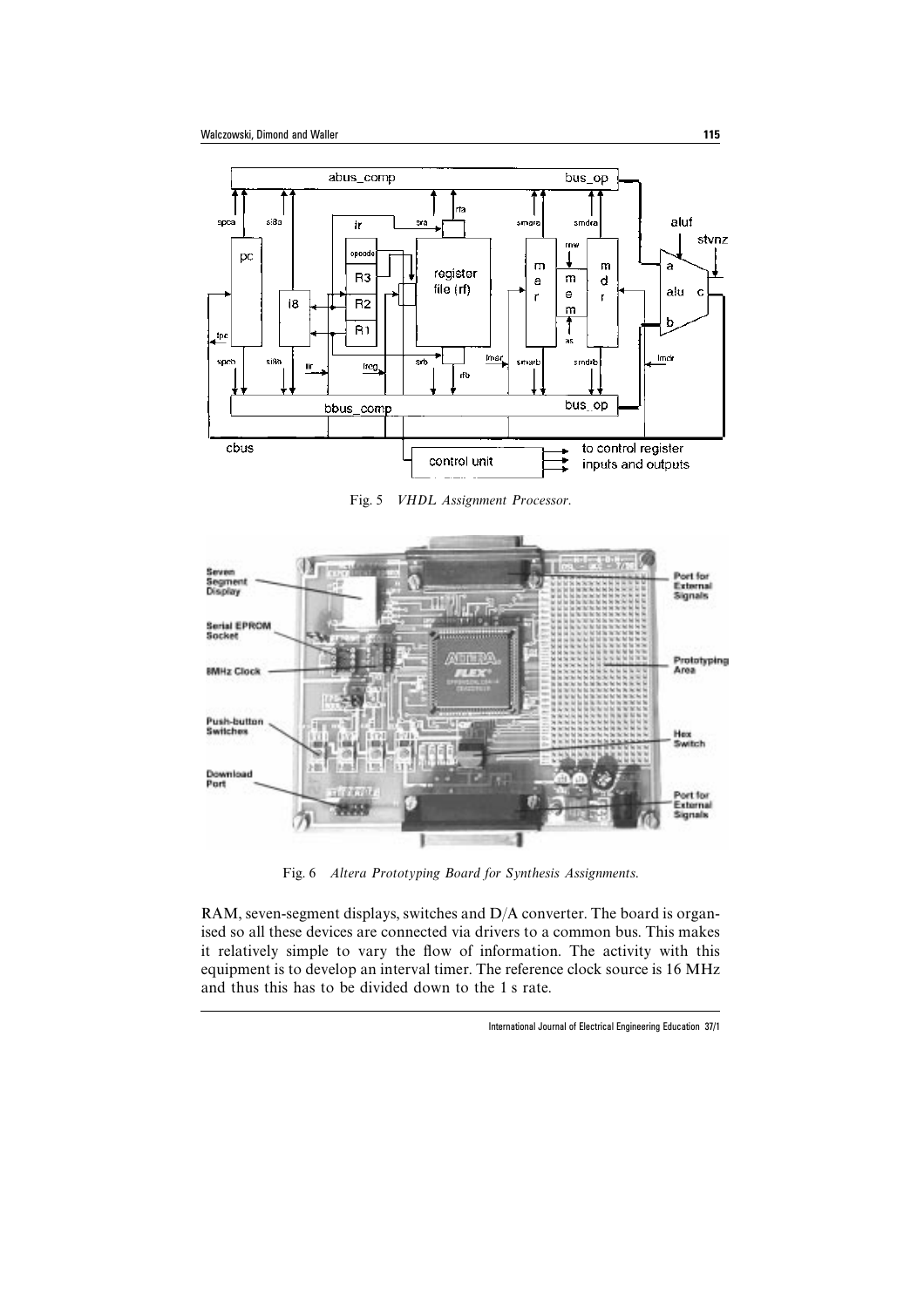Fig. 5 *VHDL Assignment Processor.*

Fig. 6 *Altera Prototyping Board for Synthesis Assignments.*

RAM, seven-segment displays, switches and D/A converter. The board is organised so all these devices are connected via drivers to a common bus. This makes it relatively simple to vary the flow of information. The activity with this equipment is to develop an interval timer. The reference clock source is 16 MHz and thus this has to be divided down to the 1 s rate.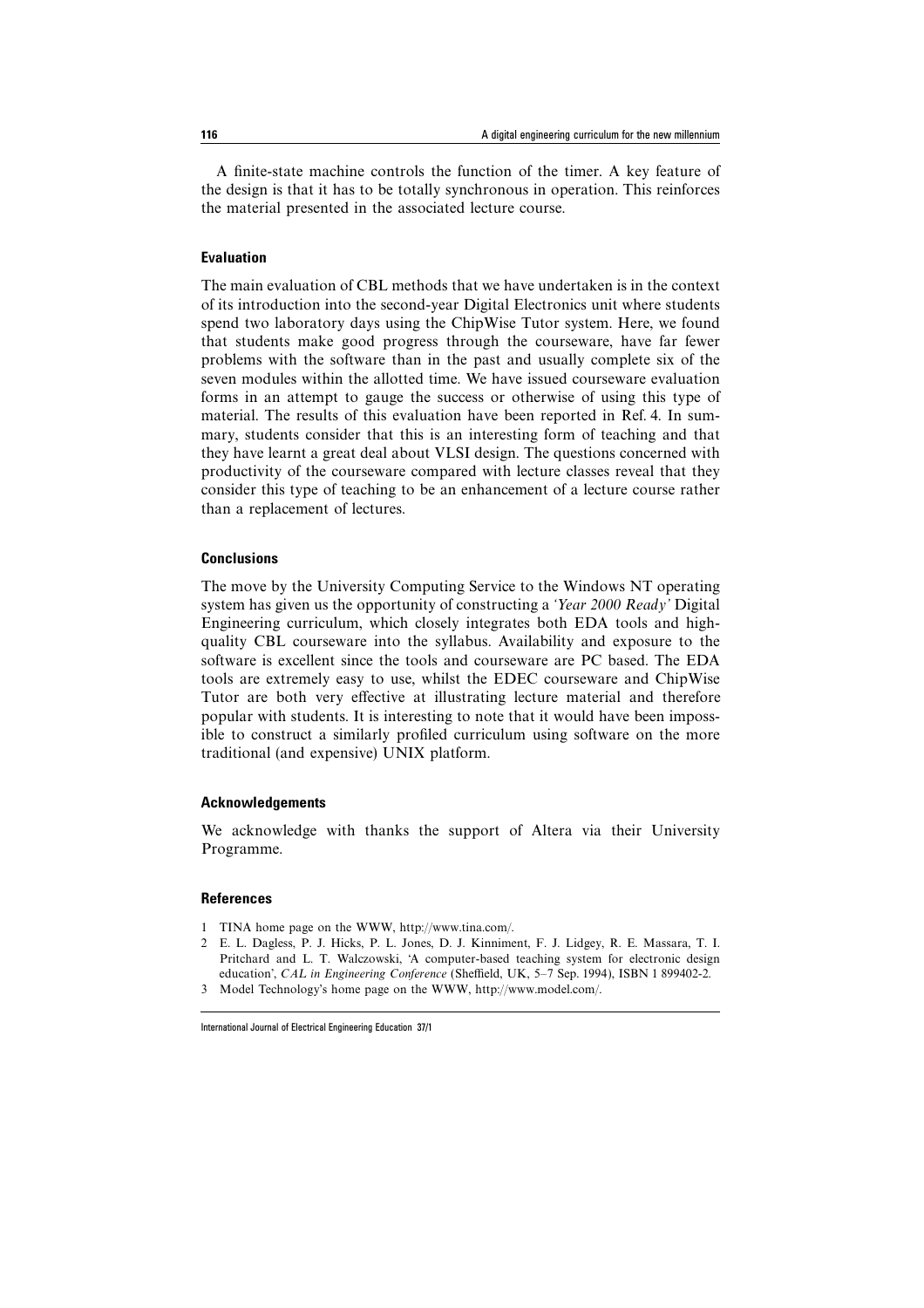A finite-state machine controls the function of the timer. A key feature of the design is that it has to be totally synchronous in operation. This reinforces the material presented in the associated lecture course.

## Evaluation

The main evaluation of CBL methods that we have undertaken is in the context of its introduction into the second-year Digital Electronics unit where students spend two laboratory days using the ChipWise Tutor system. Here, we found that students make good progress through the courseware, have far fewer problems with the software than in the past and usually complete six of the seven modules within the allotted time. We have issued courseware evaluation forms in an attempt to gauge the success or otherwise of using this type of material. The results of this evaluation have been reported in Ref. 4. In summary, students consider that this is an interesting form of teaching and that they have learnt a great deal about VLSI design. The questions concerned with productivity of the courseware compared with lecture classes reveal that they consider this type of teaching to be an enhancement of a lecture course rather than a replacement of lectures.

## Conclusions

The move by the University Computing Service to the Windows NT operating system has given us the opportunity of constructing a *'Year 2000 Ready'* Digital Engineering curriculum, which closely integrates both EDA tools and high-quality CBL courseware into the syllabus. Availability and exposure to the software is excellent since the tools and courseware are PC based. The EDA tools are extremely easy to use, whilst the EDEC courseware and ChipWise Tutor are both very effective at illustrating lecture material and therefore popular with students. It is interesting to note that it would have been impossible to construct a similarly profiled curriculum using software on the more traditional (and expensive) UNIX platform.

## Acknowledgements

We acknowledge with thanks the support of Altera via their University Programme.

## References

1. TINA home page on the WWW, http://www.tina.com/.
2. E. L. Dagless, P. J. Hicks, P. L. Jones, D. J. Kinniment, F. J. Lidgey, R. E. Massara, T. I. Pritchard and L. T. Walczowski, 'A computer-based teaching system for electronic design education', *CAL in Engineering Conference* (Sheffield, UK, 5–7 Sep. 1994), ISBN 1 899402-2.
3. Model Technology's home page on the WWW, http://www.model.com/.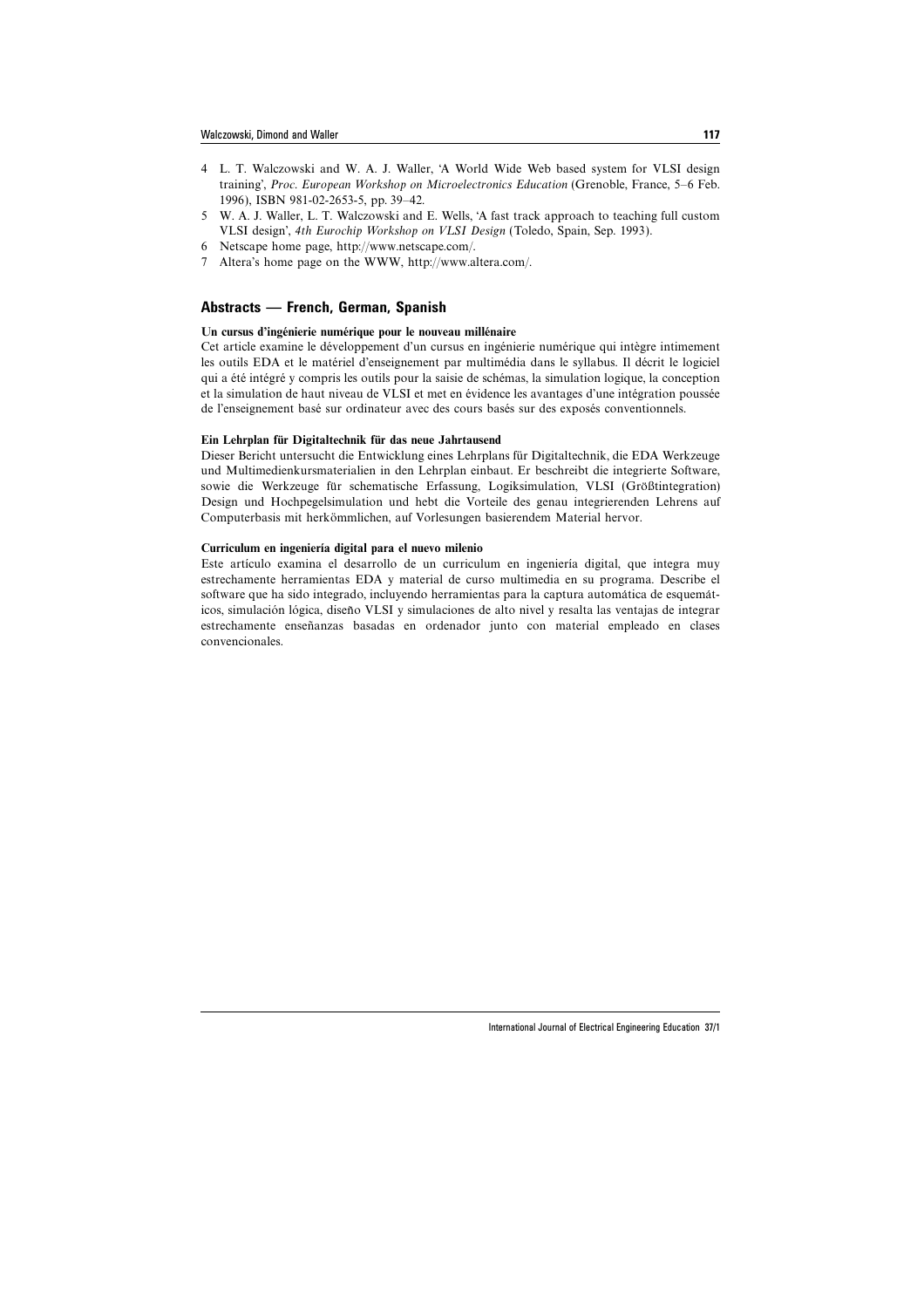4 L. T. Walczowski and W. A. J. Waller, 'A World Wide Web based system for VLSI design training', *Proc. European Workshop on Microelectronics Education* (Grenoble, France, 5–6 Feb. 1996), ISBN 981-02-2653-5, pp. 39–42.

5 W. A. J. Waller, L. T. Walczowski and E. Wells, 'A fast track approach to teaching full custom VLSI design', *4th Eurochip Workshop on VLSI Design* (Toledo, Spain, Sep. 1993).

6 Netscape home page, http://www.netscape.com/.

7 Altera's home page on the WWW, http://www.altera.com/.

## Abstracts — French, German, Spanish

**Un cursus d'ingénierie numérique pour le nouveau millénaire**

Cet article examine le développement d'un cursus en ingénierie numérique qui intègre intimement les outils EDA et le matériel d'enseignement par multimédia dans le syllabus. Il décrit le logiciel qui a été intégré y compris les outils pour la saisie de schémas, la simulation logique, la conception et la simulation de haut niveau de VLSI et met en évidence les avantages d'une intégration poussée de l'enseignement basé sur ordinateur avec des cours basés sur des exposés conventionnels.

**Ein Lehrplan für Digitaltechnik für das neue Jahrtausend**

Dieser Bericht untersucht die Entwicklung eines Lehrplans für Digitaltechnik, die EDA Werkzeuge und Multimedienkursmaterialien in den Lehrplan einbaut. Er beschreibt die integrierte Software, sowie die Werkzeuge für schematische Erfassung, Logiksimulation, VLSI (Größtintegration) Design und Hochpegelsimulation und hebt die Vorteile des genau integrierenden Lehrens auf Computerbasis mit herkömmlichen, auf Vorlesungen basierendem Material hervor.

**Curriculum en ingeniería digital para el nuevo milenio**

Este artículo examina el desarrollo de un curriculum en ingeniería digital, que integra muy estrechamente herramientas EDA y material de curso multimedia en su programa. Describe el software que ha sido integrado, incluyendo herramientas para la captura automática de esquemáticos, simulación lógica, diseño VLSI y simulaciones de alto nivel y resalta las ventajas de integrar estrechamente enseñanzas basadas en ordenador junto con material empleado en clases convencionales.